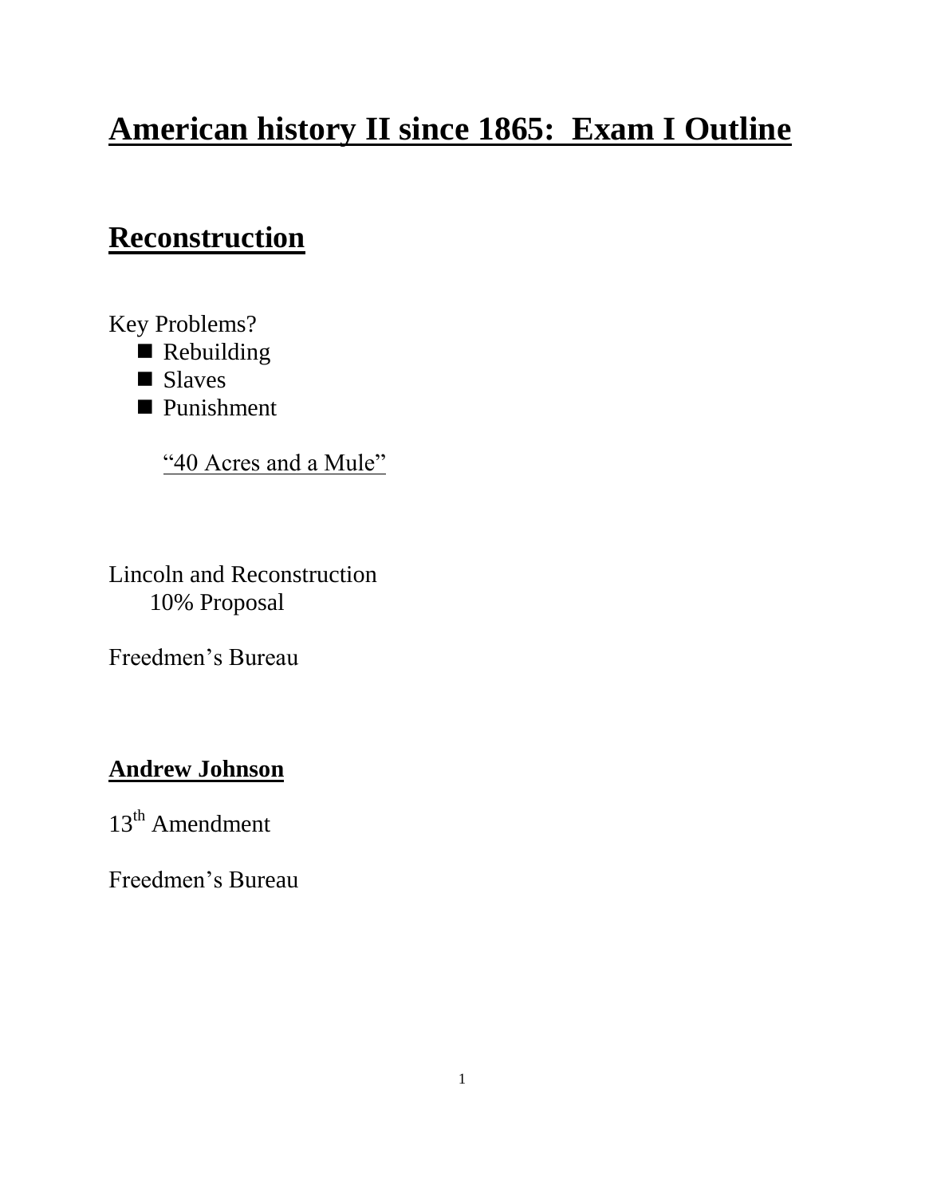# American history II since 1865: Exam I Outline

## Reconstruction

Key Problems?

- Rebuilding
- Slaves
- Punishment

“40 Acres and a Mule”

Lincoln and Reconstruction

10% Proposal

Freedmen’s Bureau

### Andrew Johnson

13th Amendment

Freedmen’s Bureau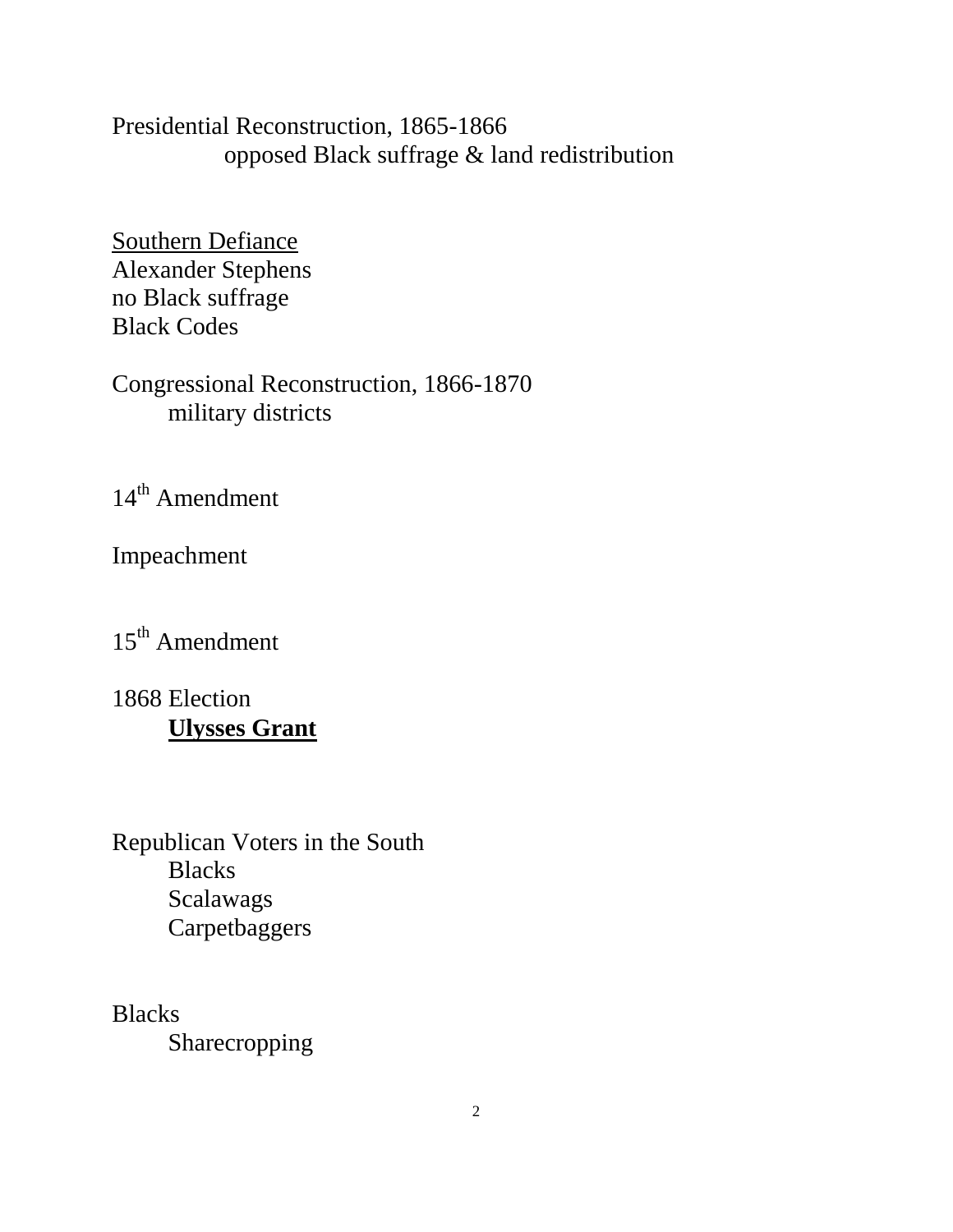Presidential Reconstruction, 1865-1866

opposed Black suffrage & land redistribution

<u>Southern Defiance</u>

Alexander Stephens

no Black suffrage

Black Codes

Congressional Reconstruction, 1866-1870

military districts

14th Amendment

Impeachment

15th Amendment

1868 Election

**<u>Ulysses Grant</u>**

Republican Voters in the South

- Blacks
- Scalawags
- Carpetbaggers

Blacks

Sharecropping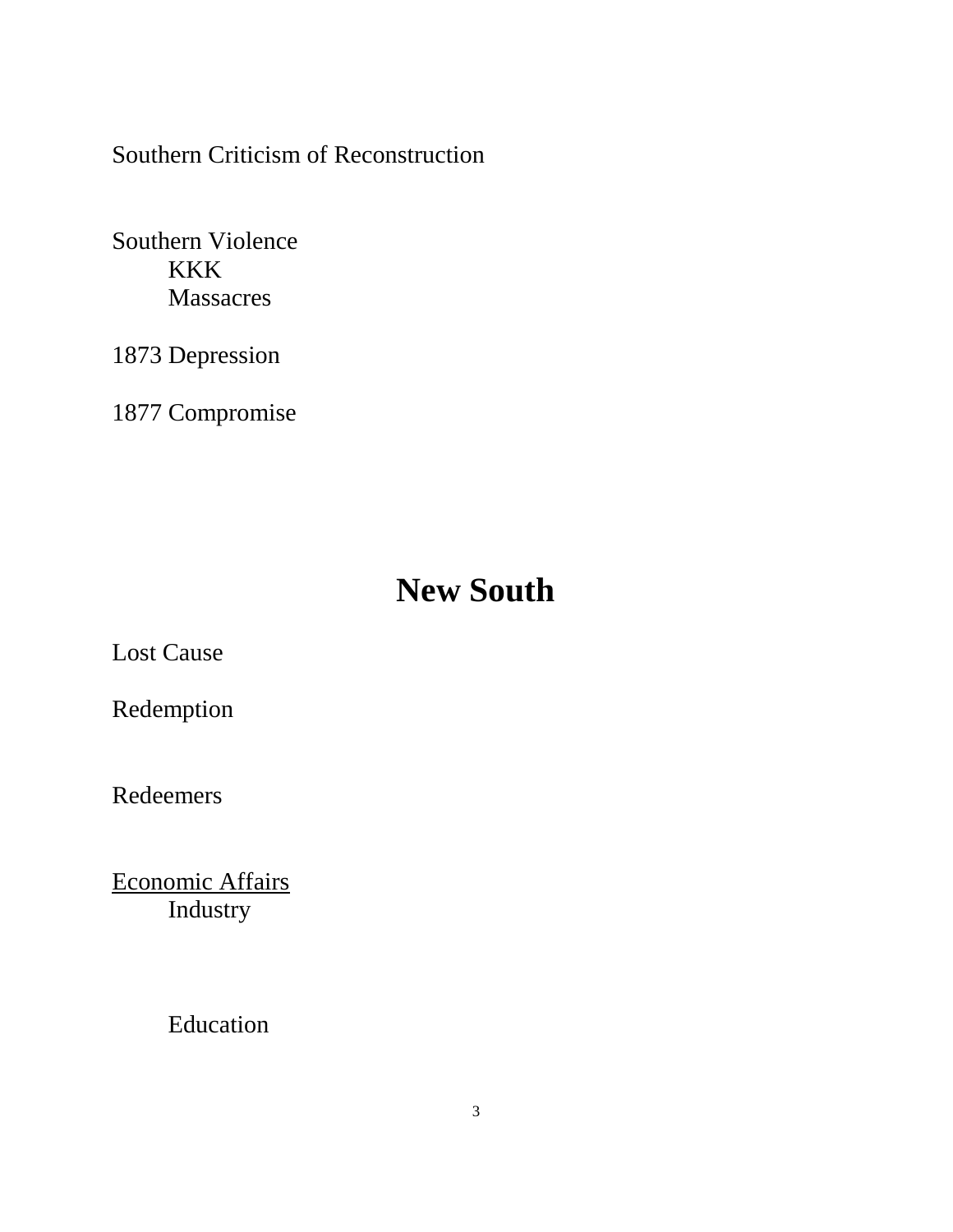Southern Criticism of Reconstruction

Southern Violence
- KKK
- Massacres

1873 Depression

1877 Compromise

# New South

Lost Cause

Redemption

Redeemers

<u>Economic Affairs</u>
- Industry

- Education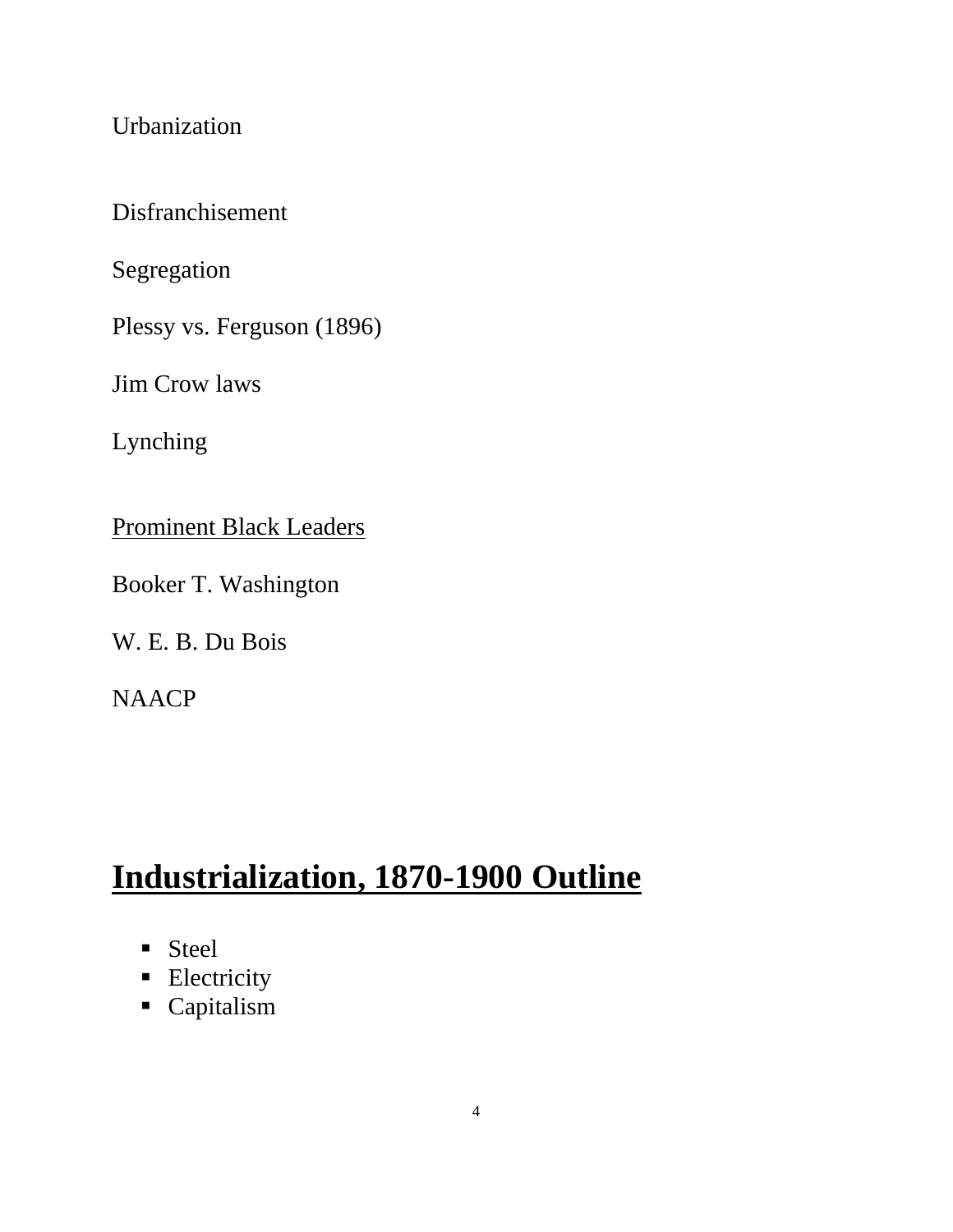Urbanization

Disfranchisement

Segregation

Plessy vs. Ferguson (1896)

Jim Crow laws

Lynching

<u>Prominent Black Leaders</u>

Booker T. Washington

W. E. B. Du Bois

NAACP

# <u>Industrialization, 1870-1900 Outline</u>

- Steel
- Electricity
- Capitalism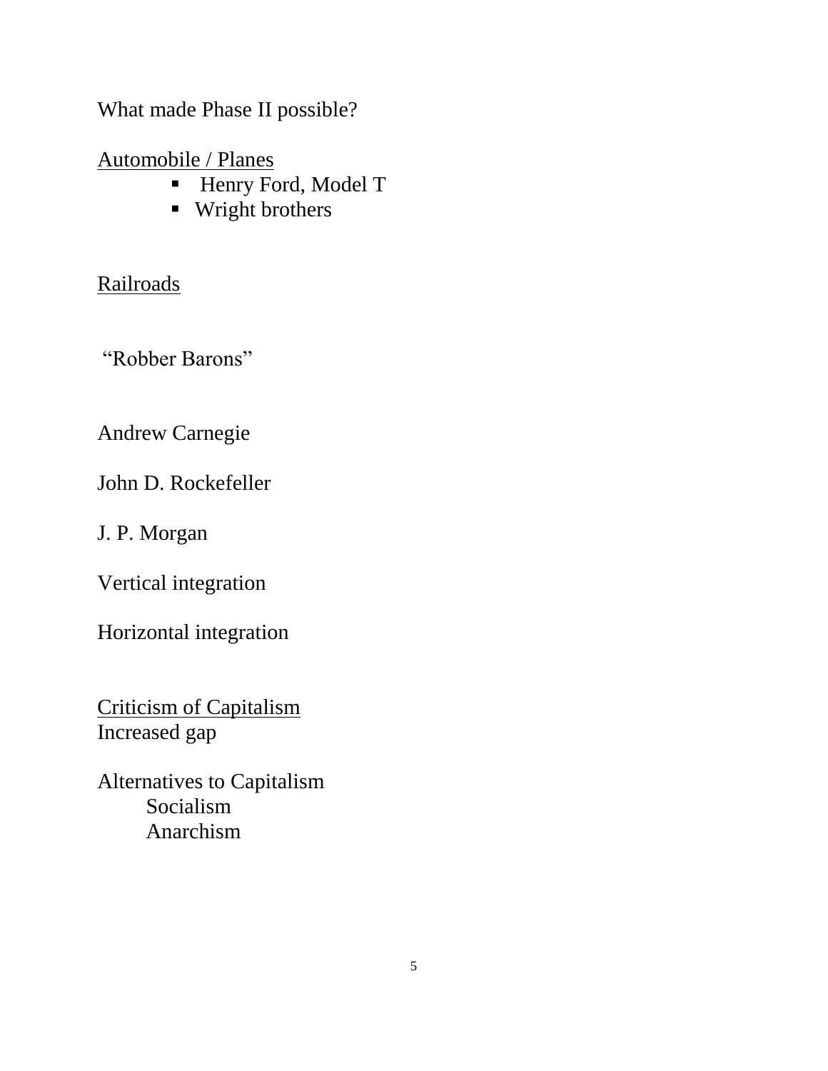What made Phase II possible?

<u>Automobile / Planes</u>

- Henry Ford, Model T
- Wright brothers

<u>Railroads</u>

"Robber Barons"

Andrew Carnegie

John D. Rockefeller

J. P. Morgan

Vertical integration

Horizontal integration

<u>Criticism of Capitalism</u>
Increased gap

Alternatives to Capitalism
- Socialism
- Anarchism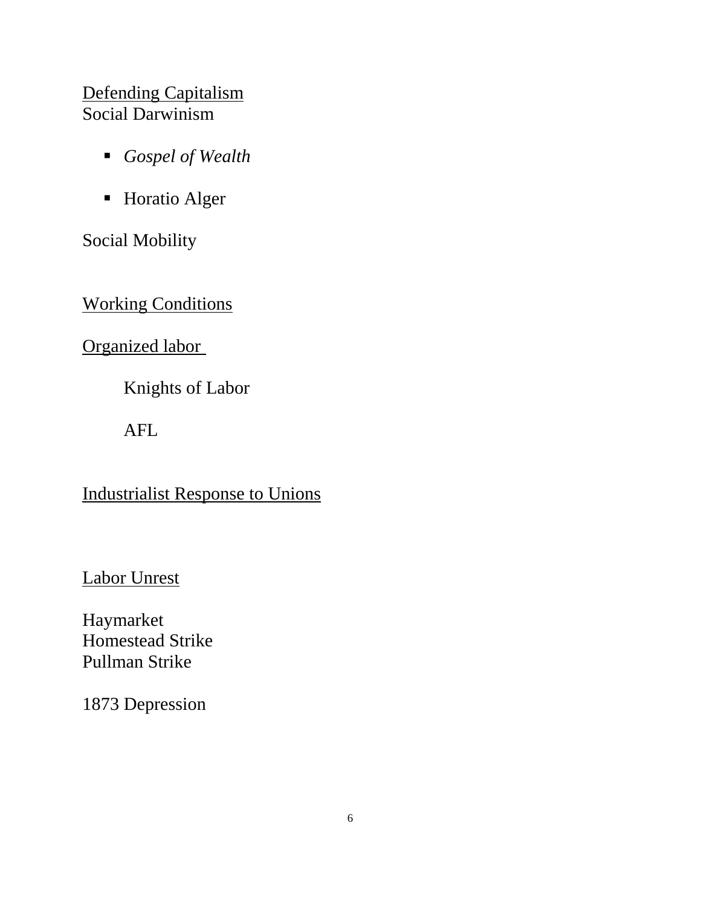<u>Defending Capitalism</u>
Social Darwinism

- *Gospel of Wealth*

- Horatio Alger

Social Mobility

<u>Working Conditions</u>

<u>Organized labor</u>

Knights of Labor

AFL

<u>Industrialist Response to Unions</u>

<u>Labor Unrest</u>

Haymarket
Homestead Strike
Pullman Strike

1873 Depression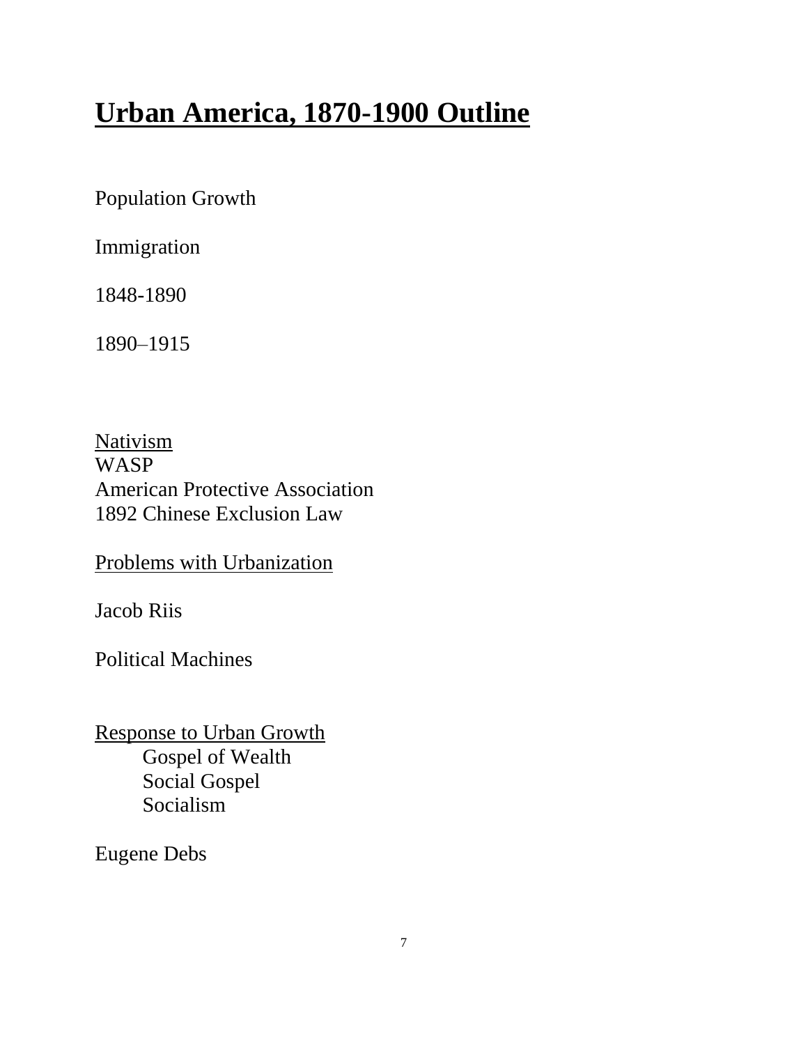# Urban America, 1870-1900 Outline

Population Growth

Immigration

1848-1890

1890–1915

Nativism
WASP
American Protective Association
1892 Chinese Exclusion Law

Problems with Urbanization

Jacob Riis

Political Machines

Response to Urban Growth
- Gospel of Wealth
- Social Gospel
- Socialism

Eugene Debs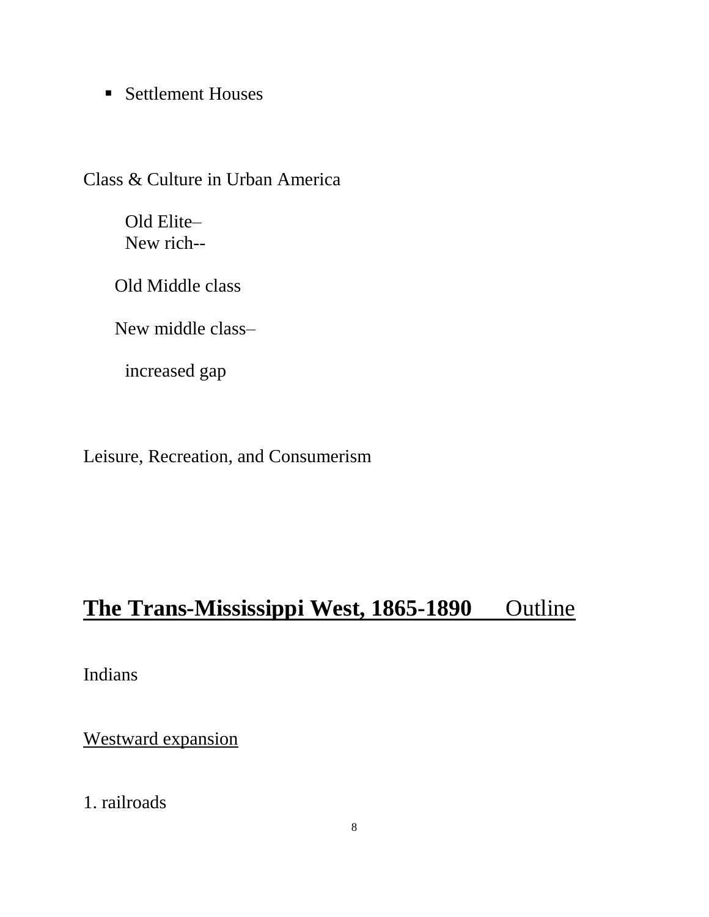- Settlement Houses

Class & Culture in Urban America

  Old Elite–
  New rich--

  Old Middle class

  New middle class–

  increased gap

Leisure, Recreation, and Consumerism

## **The Trans-Mississippi West, 1865-1890** Outline

Indians

Westward expansion

1. railroads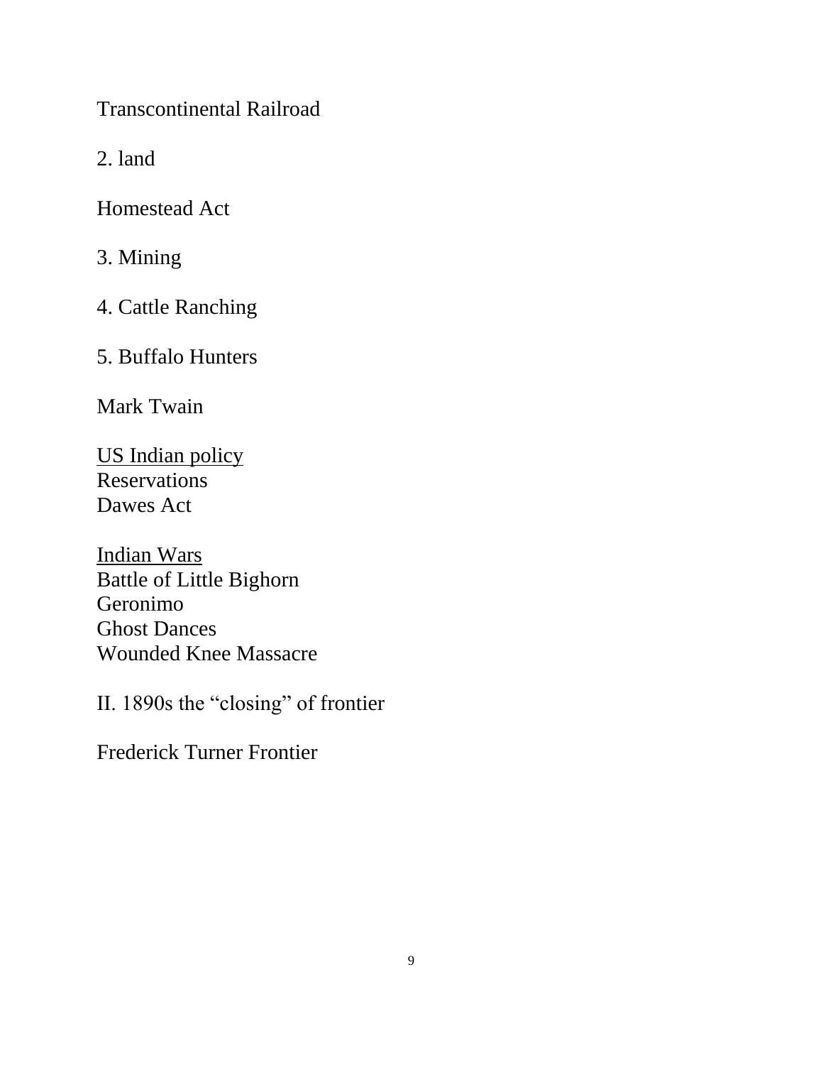Transcontinental Railroad

2. land

Homestead Act

3. Mining

4. Cattle Ranching

5. Buffalo Hunters

Mark Twain

<u>US Indian policy</u>
Reservations
Dawes Act

<u>Indian Wars</u>
Battle of Little Bighorn
Geronimo
Ghost Dances
Wounded Knee Massacre

II. 1890s the "closing" of frontier

Frederick Turner Frontier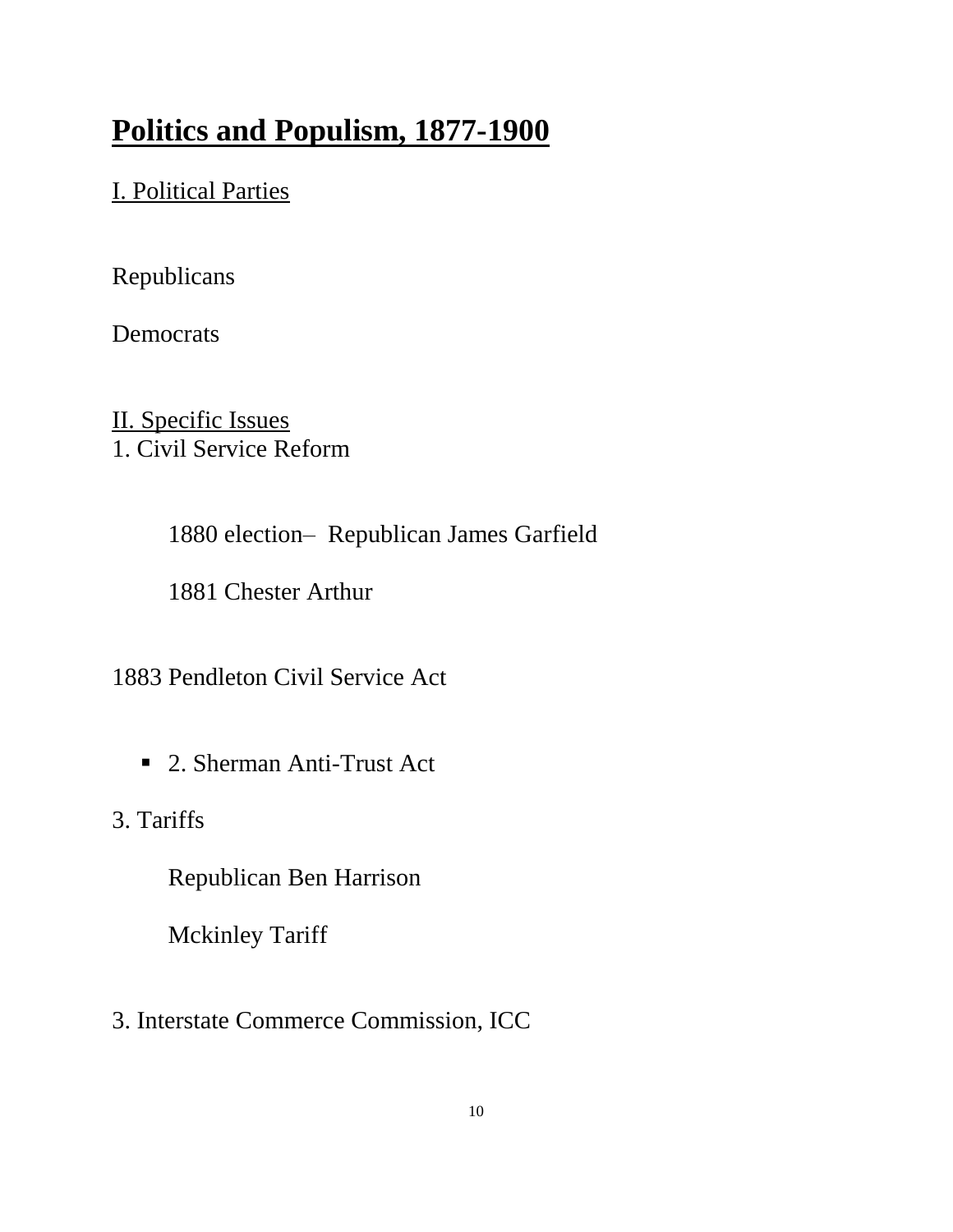# **Politics and Populism, 1877-1900**

I. Political Parties

Republicans

Democrats

II. Specific Issues

1. Civil Service Reform

    1880 election– Republican James Garfield

    1881 Chester Arthur

1883 Pendleton Civil Service Act

- 2. Sherman Anti-Trust Act

3. Tariffs

    Republican Ben Harrison

    Mckinley Tariff

3. Interstate Commerce Commission, ICC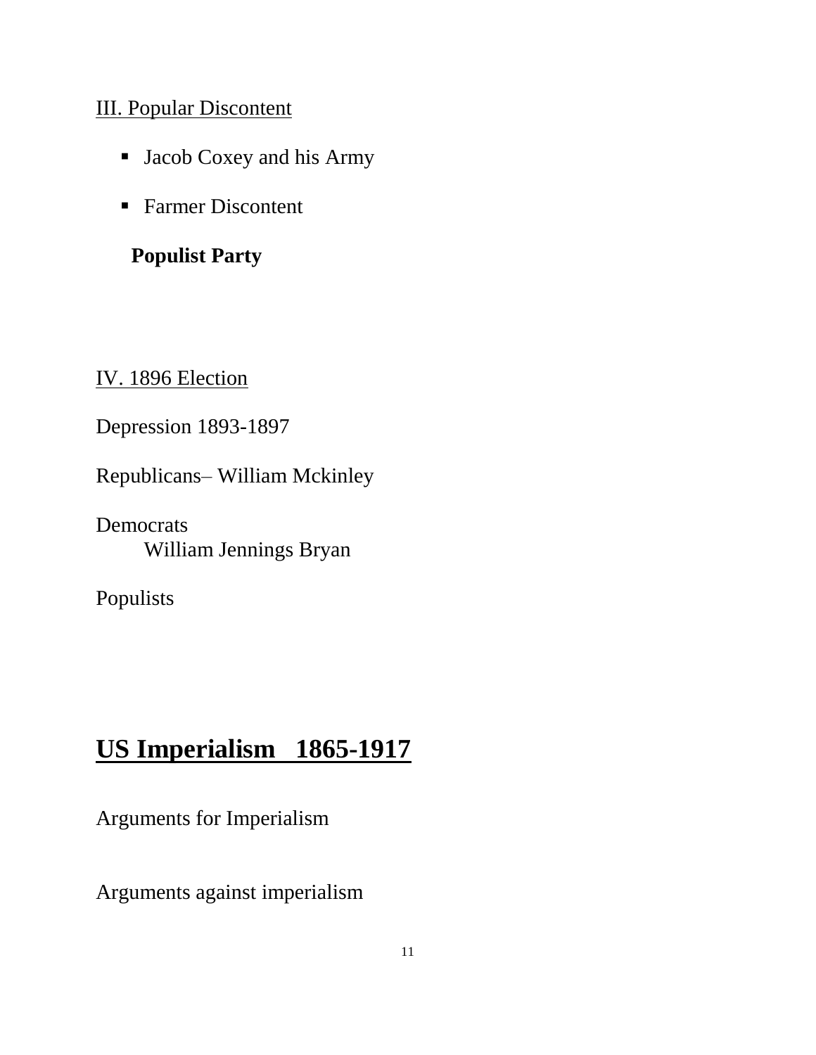III. Popular Discontent

- Jacob Coxey and his Army

- Farmer Discontent

**Populist Party**

IV. 1896 Election

Depression 1893-1897

Republicans– William Mckinley

Democrats
William Jennings Bryan

Populists

## US Imperialism 1865-1917

Arguments for Imperialism

Arguments against imperialism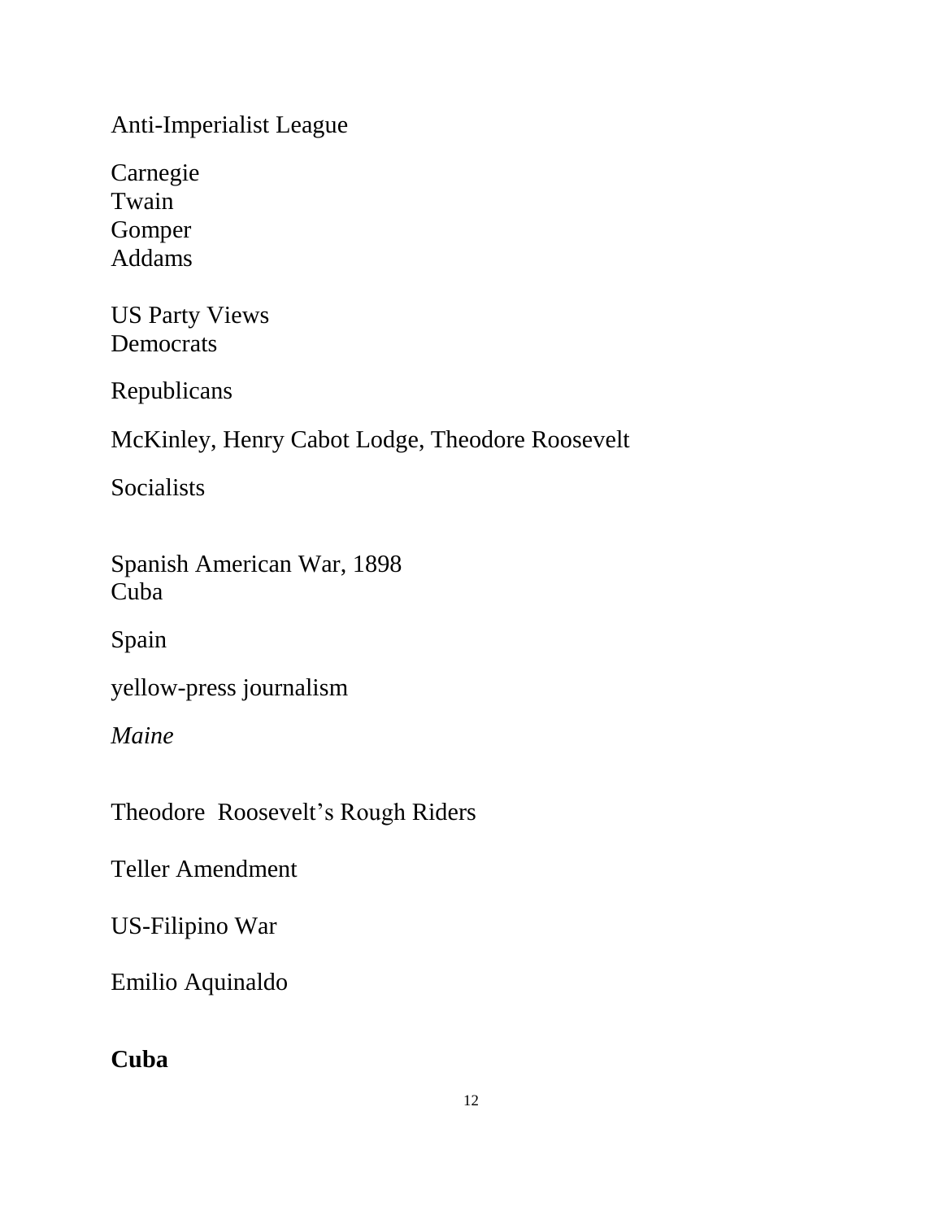Anti-Imperialist League

Carnegie
Twain
Gomper
Addams

US Party Views
Democrats

Republicans

McKinley, Henry Cabot Lodge, Theodore Roosevelt

Socialists

Spanish American War, 1898
Cuba

Spain

yellow-press journalism

*Maine*

Theodore  Roosevelt's Rough Riders

Teller Amendment

US-Filipino War

Emilio Aquinaldo

**Cuba**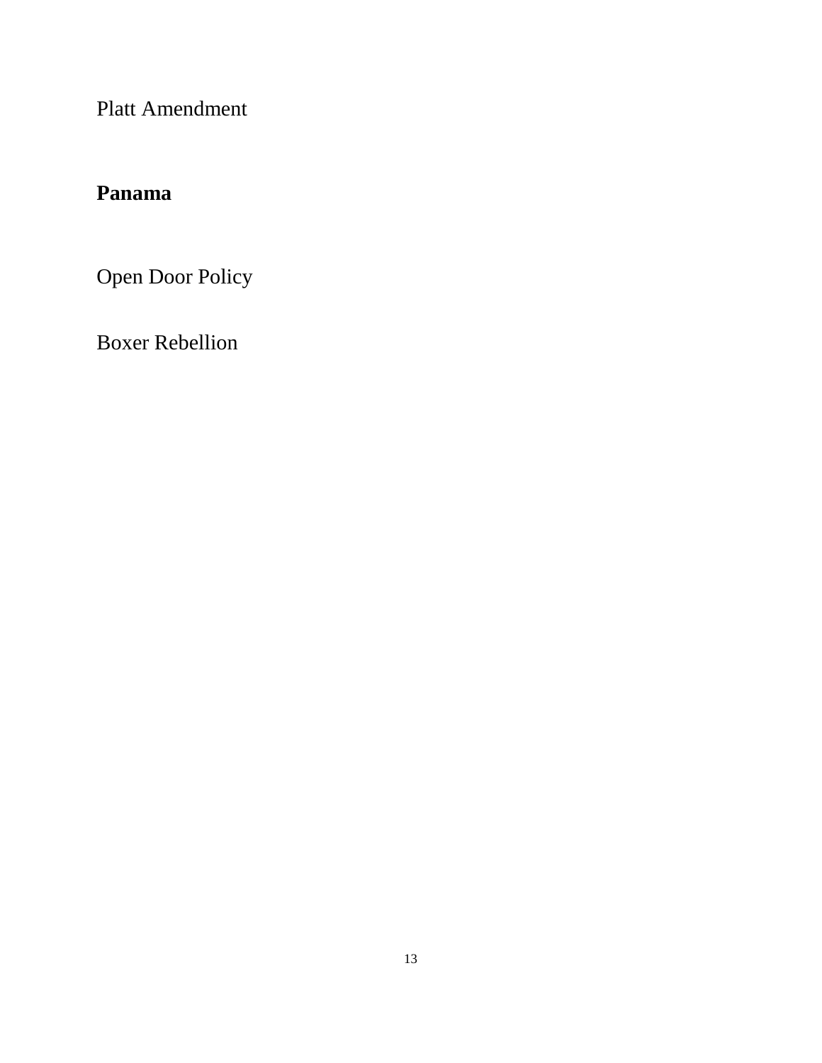Platt Amendment

**Panama**

Open Door Policy

Boxer Rebellion